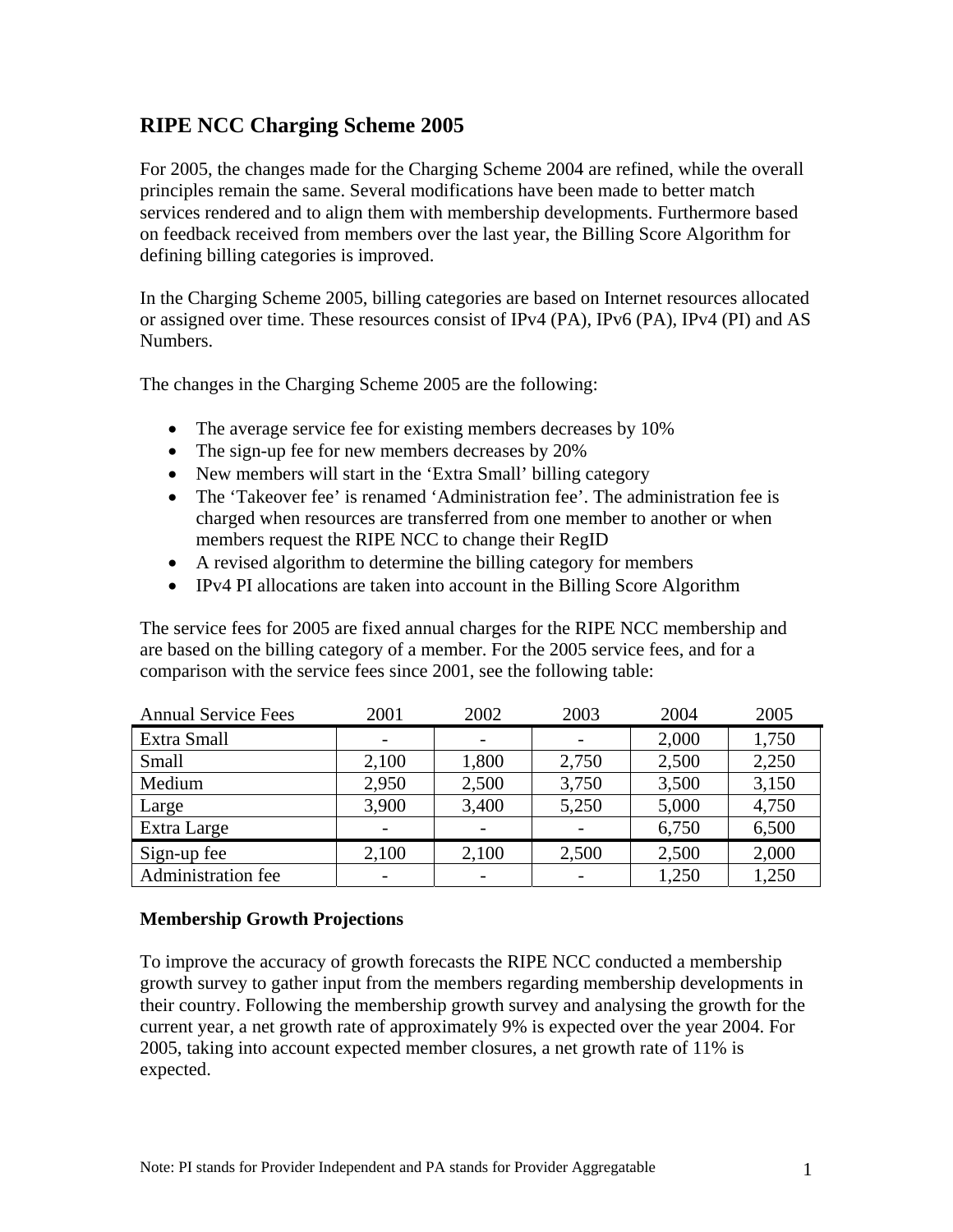# RIPE NCC Charging Scheme 2005

For 2005, the changes made for the Charging Scheme 2004 are refined, while the overall principles remain the same. Several modifications have been made to better match services rendered and to align them with membership developments. Furthermore based on feedback received from members over the last year, the Billing Score Algorithm for defining billing categories is improved.

In the Charging Scheme 2005, billing categories are based on Internet resources allocated or assigned over time. These resources consist of IPv4 (PA), IPv6 (PA), IPv4 (PI) and AS Numbers.

The changes in the Charging Scheme 2005 are the following:

- The average service fee for existing members decreases by 10%
- The sign-up fee for new members decreases by 20%
- New members will start in the 'Extra Small' billing category
- The 'Takeover fee' is renamed 'Administration fee'. The administration fee is charged when resources are transferred from one member to another or when members request the RIPE NCC to change their RegID
- A revised algorithm to determine the billing category for members
- IPv4 PI allocations are taken into account in the Billing Score Algorithm

The service fees for 2005 are fixed annual charges for the RIPE NCC membership and are based on the billing category of a member. For the 2005 service fees, and for a comparison with the service fees since 2001, see the following table:

| Annual Service Fees | 2001 | 2002 | 2003 | 2004 | 2005 |
|---|---|---|---|---|---|
| Extra Small | - | - | - | 2,000 | 1,750 |
| Small | 2,100 | 1,800 | 2,750 | 2,500 | 2,250 |
| Medium | 2,950 | 2,500 | 3,750 | 3,500 | 3,150 |
| Large | 3,900 | 3,400 | 5,250 | 5,000 | 4,750 |
| Extra Large | - | - | - | 6,750 | 6,500 |
| Sign-up fee | 2,100 | 2,100 | 2,500 | 2,500 | 2,000 |
| Administration fee | - | - | - | 1,250 | 1,250 |

**Membership Growth Projections**

To improve the accuracy of growth forecasts the RIPE NCC conducted a membership growth survey to gather input from the members regarding membership developments in their country. Following the membership growth survey and analysing the growth for the current year, a net growth rate of approximately 9% is expected over the year 2004. For 2005, taking into account expected member closures, a net growth rate of 11% is expected.

Note: PI stands for Provider Independent and PA stands for Provider Aggregatable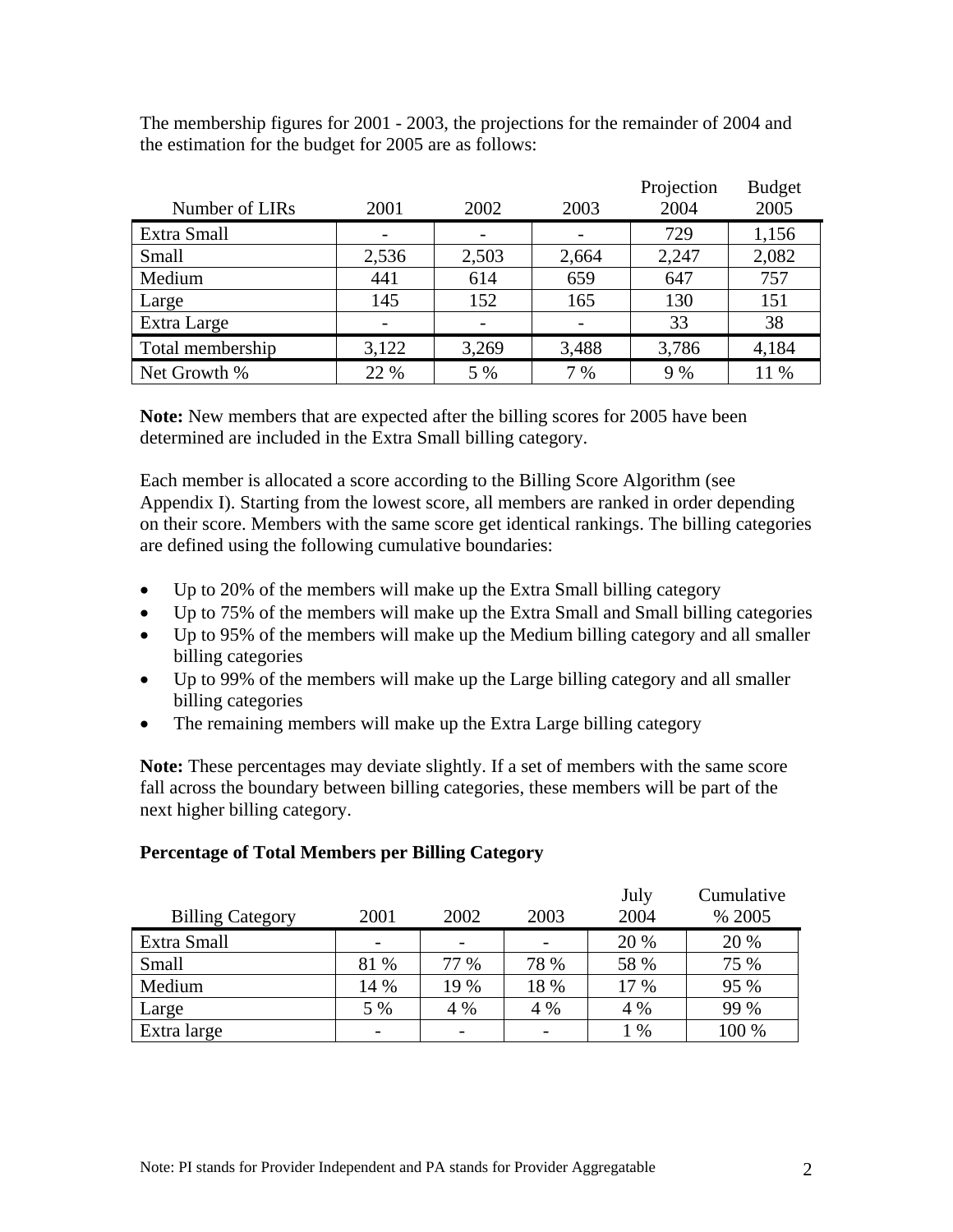The membership figures for 2001 - 2003, the projections for the remainder of 2004 and the estimation for the budget for 2005 are as follows:

| Number of LIRs | 2001 | 2002 | 2003 | Projection 2004 | Budget 2005 |
|---|---|---|---|---|---|
| Extra Small | - | - | - | 729 | 1,156 |
| Small | 2,536 | 2,503 | 2,664 | 2,247 | 2,082 |
| Medium | 441 | 614 | 659 | 647 | 757 |
| Large | 145 | 152 | 165 | 130 | 151 |
| Extra Large | - | - | - | 33 | 38 |
| Total membership | 3,122 | 3,269 | 3,488 | 3,786 | 4,184 |
| Net Growth % | 22 % | 5 % | 7 % | 9 % | 11 % |

**Note:** New members that are expected after the billing scores for 2005 have been determined are included in the Extra Small billing category.

Each member is allocated a score according to the Billing Score Algorithm (see Appendix I). Starting from the lowest score, all members are ranked in order depending on their score. Members with the same score get identical rankings. The billing categories are defined using the following cumulative boundaries:

- Up to 20% of the members will make up the Extra Small billing category
- Up to 75% of the members will make up the Extra Small and Small billing categories
- Up to 95% of the members will make up the Medium billing category and all smaller billing categories
- Up to 99% of the members will make up the Large billing category and all smaller billing categories
- The remaining members will make up the Extra Large billing category

**Note:** These percentages may deviate slightly. If a set of members with the same score fall across the boundary between billing categories, these members will be part of the next higher billing category.

**Percentage of Total Members per Billing Category**

| Billing Category | 2001 | 2002 | 2003 | July 2004 | Cumulative % 2005 |
|---|---|---|---|---|---|
| Extra Small | - | - | - | 20 % | 20 % |
| Small | 81 % | 77 % | 78 % | 58 % | 75 % |
| Medium | 14 % | 19 % | 18 % | 17 % | 95 % |
| Large | 5 % | 4 % | 4 % | 4 % | 99 % |
| Extra large | - | - | - | 1 % | 100 % |

Note: PI stands for Provider Independent and PA stands for Provider Aggregatable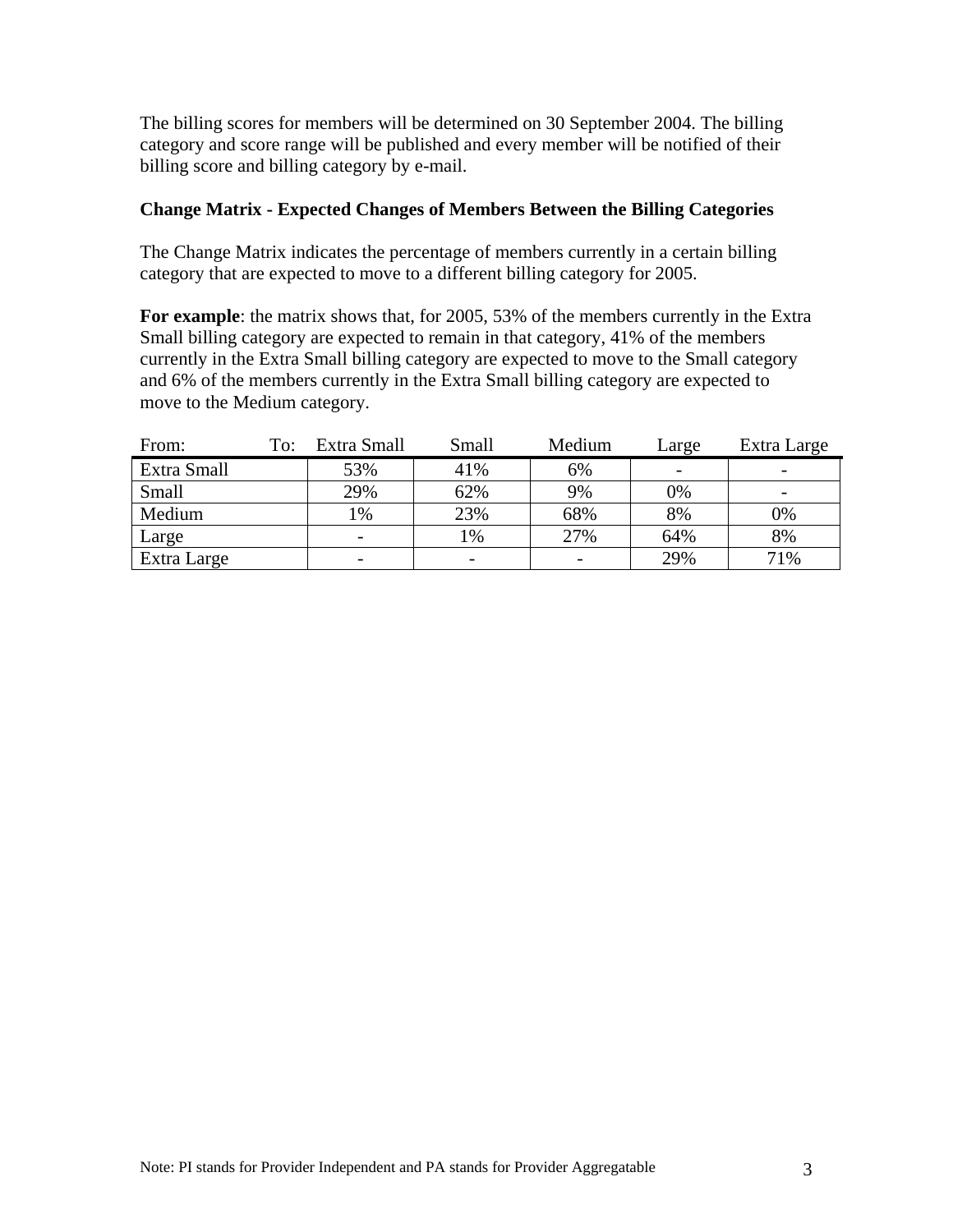The billing scores for members will be determined on 30 September 2004. The billing category and score range will be published and every member will be notified of their billing score and billing category by e-mail.

### Change Matrix - Expected Changes of Members Between the Billing Categories

The Change Matrix indicates the percentage of members currently in a certain billing category that are expected to move to a different billing category for 2005.

**For example**: the matrix shows that, for 2005, 53% of the members currently in the Extra Small billing category are expected to remain in that category, 41% of the members currently in the Extra Small billing category are expected to move to the Small category and 6% of the members currently in the Extra Small billing category are expected to move to the Medium category.

| From: To: | Extra Small | Small | Medium | Large | Extra Large |
|---|---|---|---|---|---|
| Extra Small | 53% | 41% | 6% | - | - |
| Small | 29% | 62% | 9% | 0% | - |
| Medium | 1% | 23% | 68% | 8% | 0% |
| Large | - | 1% | 27% | 64% | 8% |
| Extra Large | - | - | - | 29% | 71% |

Note: PI stands for Provider Independent and PA stands for Provider Aggregatable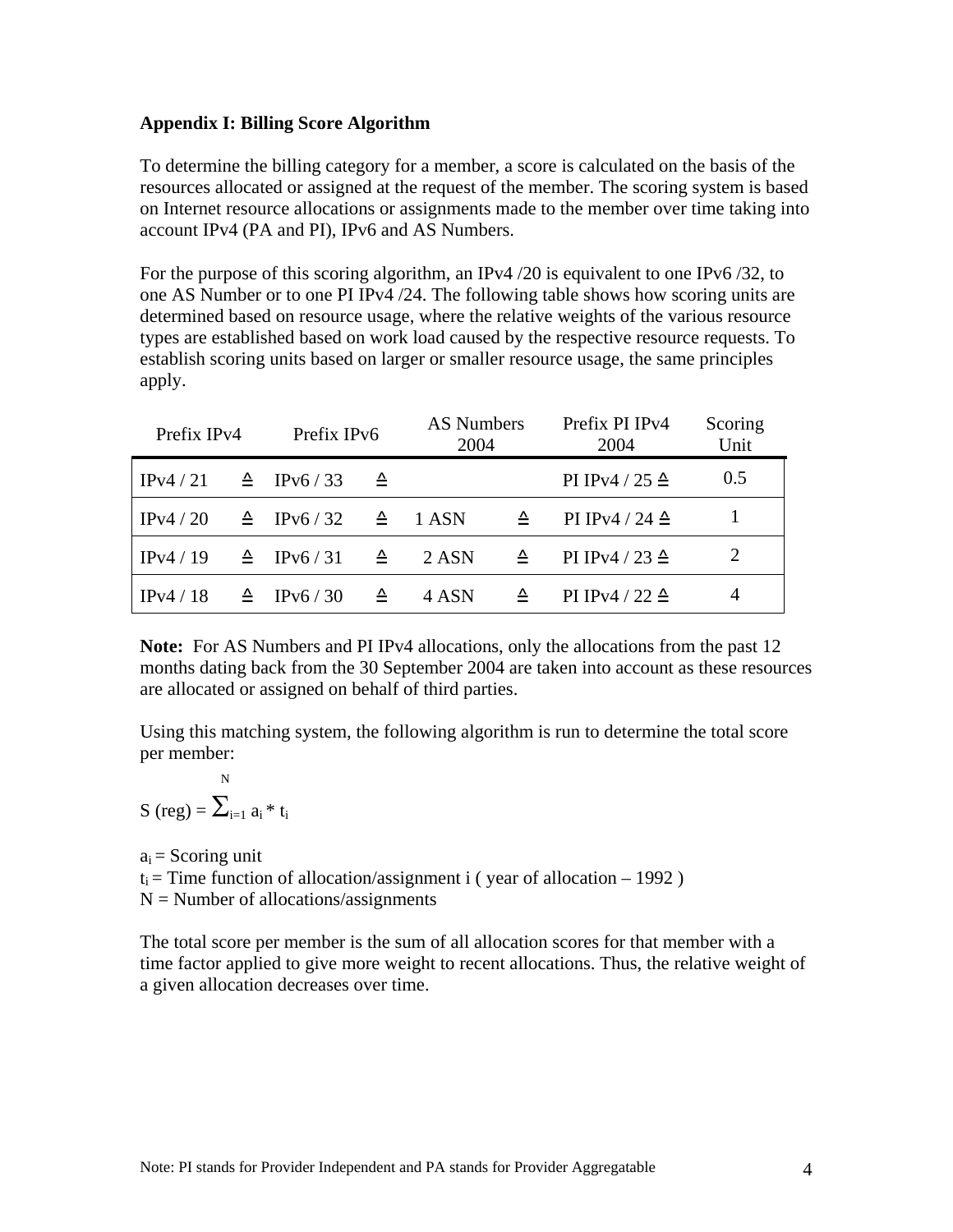**Appendix I: Billing Score Algorithm**

To determine the billing category for a member, a score is calculated on the basis of the resources allocated or assigned at the request of the member. The scoring system is based on Internet resource allocations or assignments made to the member over time taking into account IPv4 (PA and PI), IPv6 and AS Numbers.

For the purpose of this scoring algorithm, an IPv4 /20 is equivalent to one IPv6 /32, to one AS Number or to one PI IPv4 /24. The following table shows how scoring units are determined based on resource usage, where the relative weights of the various resource types are established based on work load caused by the respective resource requests. To establish scoring units based on larger or smaller resource usage, the same principles apply.

| Prefix IPv4 | | Prefix IPv6 | | AS Numbers 2004 | | Prefix PI IPv4 2004 | Scoring Unit |
|---|---|---|---|---|---|---|---|
| IPv4 / 21 | ≙ | IPv6 / 33 | ≙ | | | PI IPv4 / 25 ≙ | 0.5 |
| IPv4 / 20 | ≙ | IPv6 / 32 | ≙ | 1 ASN | ≙ | PI IPv4 / 24 ≙ | 1 |
| IPv4 / 19 | ≙ | IPv6 / 31 | ≙ | 2 ASN | ≙ | PI IPv4 / 23 ≙ | 2 |
| IPv4 / 18 | ≙ | IPv6 / 30 | ≙ | 4 ASN | ≙ | PI IPv4 / 22 ≙ | 4 |

**Note:** For AS Numbers and PI IPv4 allocations, only the allocations from the past 12 months dating back from the 30 September 2004 are taken into account as these resources are allocated or assigned on behalf of third parties.

Using this matching system, the following algorithm is run to determine the total score per member:

$$S\,(reg) = \sum_{i=1}^{N} a_i * t_i$$

$a_i$ = Scoring unit
$t_i$ = Time function of allocation/assignment i ( year of allocation – 1992 )
N = Number of allocations/assignments

The total score per member is the sum of all allocation scores for that member with a time factor applied to give more weight to recent allocations. Thus, the relative weight of a given allocation decreases over time.

Note: PI stands for Provider Independent and PA stands for Provider Aggregatable